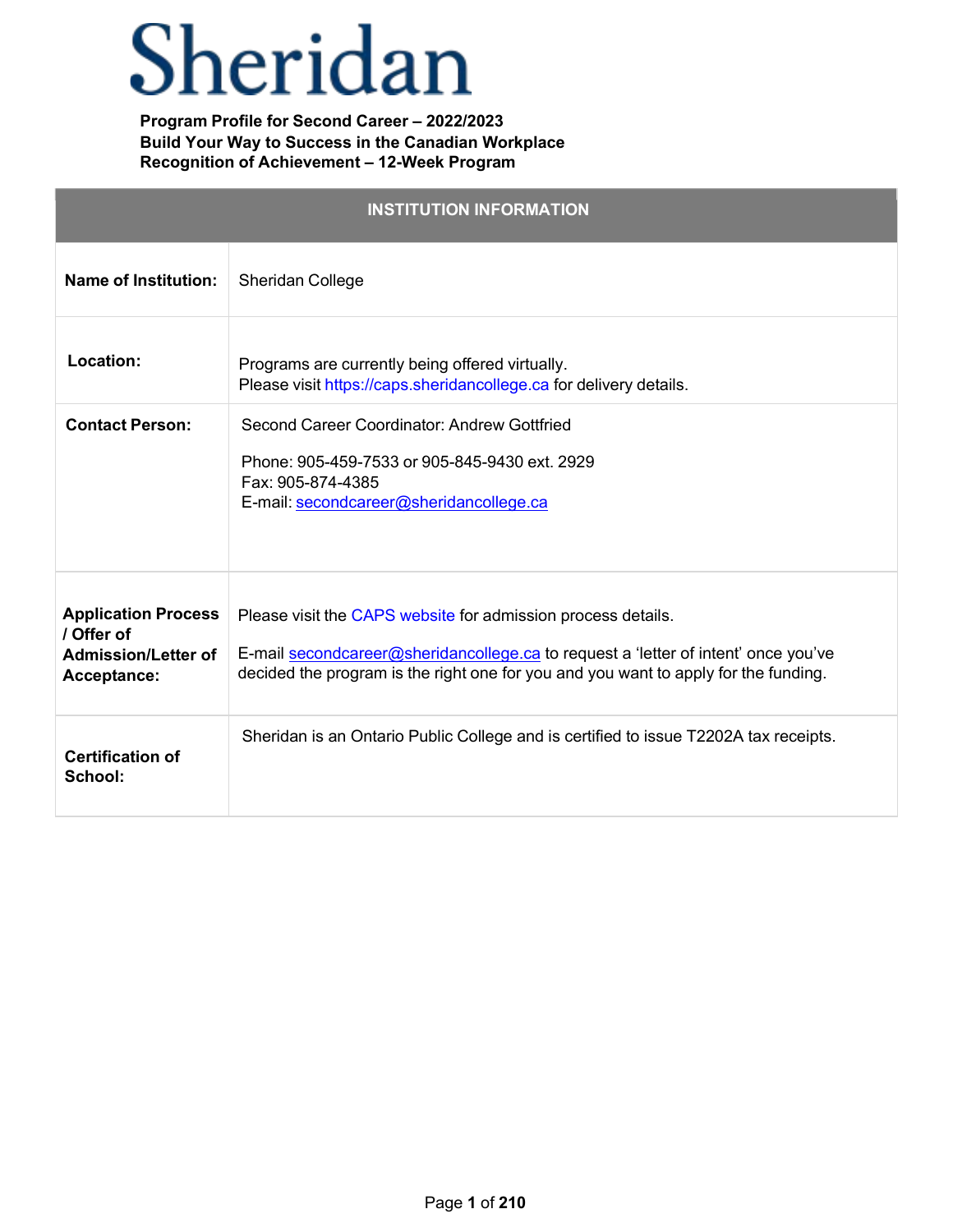# Sheridan

**Program Profile for Second Career – 2022/2023**
**Build Your Way to Success in the Canadian Workplace**
**Recognition of Achievement – 12-Week Program**

| INSTITUTION INFORMATION | |
|---|---|
| **Name of Institution:** | Sheridan College |
| **Location:** | Programs are currently being offered virtually. Please visit https://caps.sheridancollege.ca for delivery details. |
| **Contact Person:** | Second Career Coordinator: Andrew Gottfried<br><br>Phone: 905-459-7533 or 905-845-9430 ext. 2929<br>Fax: 905-874-4385<br>E-mail: secondcareer@sheridancollege.ca |
| **Application Process / Offer of Admission/Letter of Acceptance:** | Please visit the CAPS website for admission process details.<br><br>E-mail secondcareer@sheridancollege.ca to request a 'letter of intent' once you've decided the program is the right one for you and you want to apply for the funding. |
| **Certification of School:** | Sheridan is an Ontario Public College and is certified to issue T2202A tax receipts. |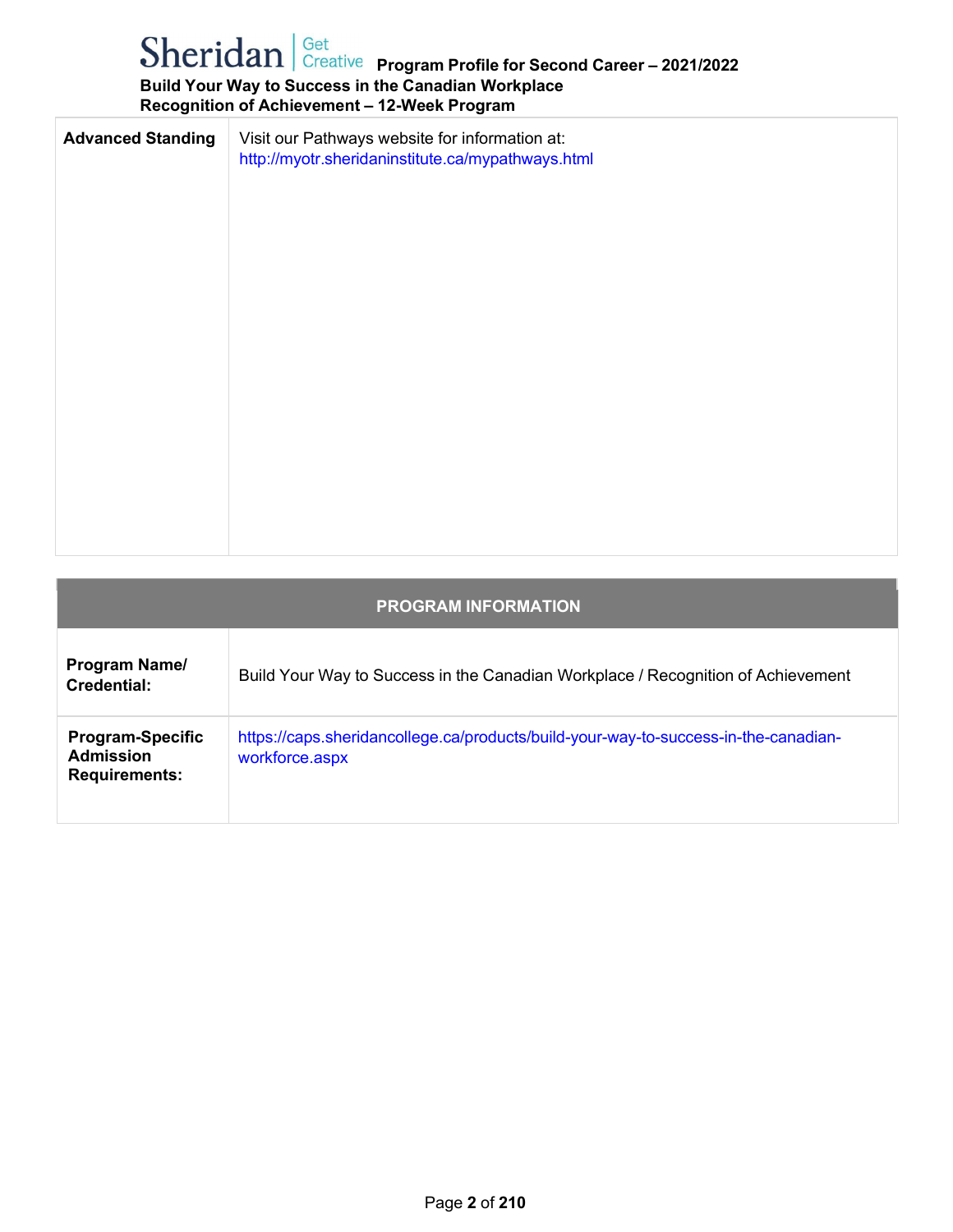| Advanced Standing | Visit our Pathways website for information at: http://myotr.sheridaninstitute.ca/mypathways.html |
|---|---|

| PROGRAM INFORMATION | |
|---|---|
| **Program Name/ Credential:** | Build Your Way to Success in the Canadian Workplace / Recognition of Achievement |
| **Program-Specific Admission Requirements:** | https://caps.sheridancollege.ca/products/build-your-way-to-success-in-the-canadian-workforce.aspx |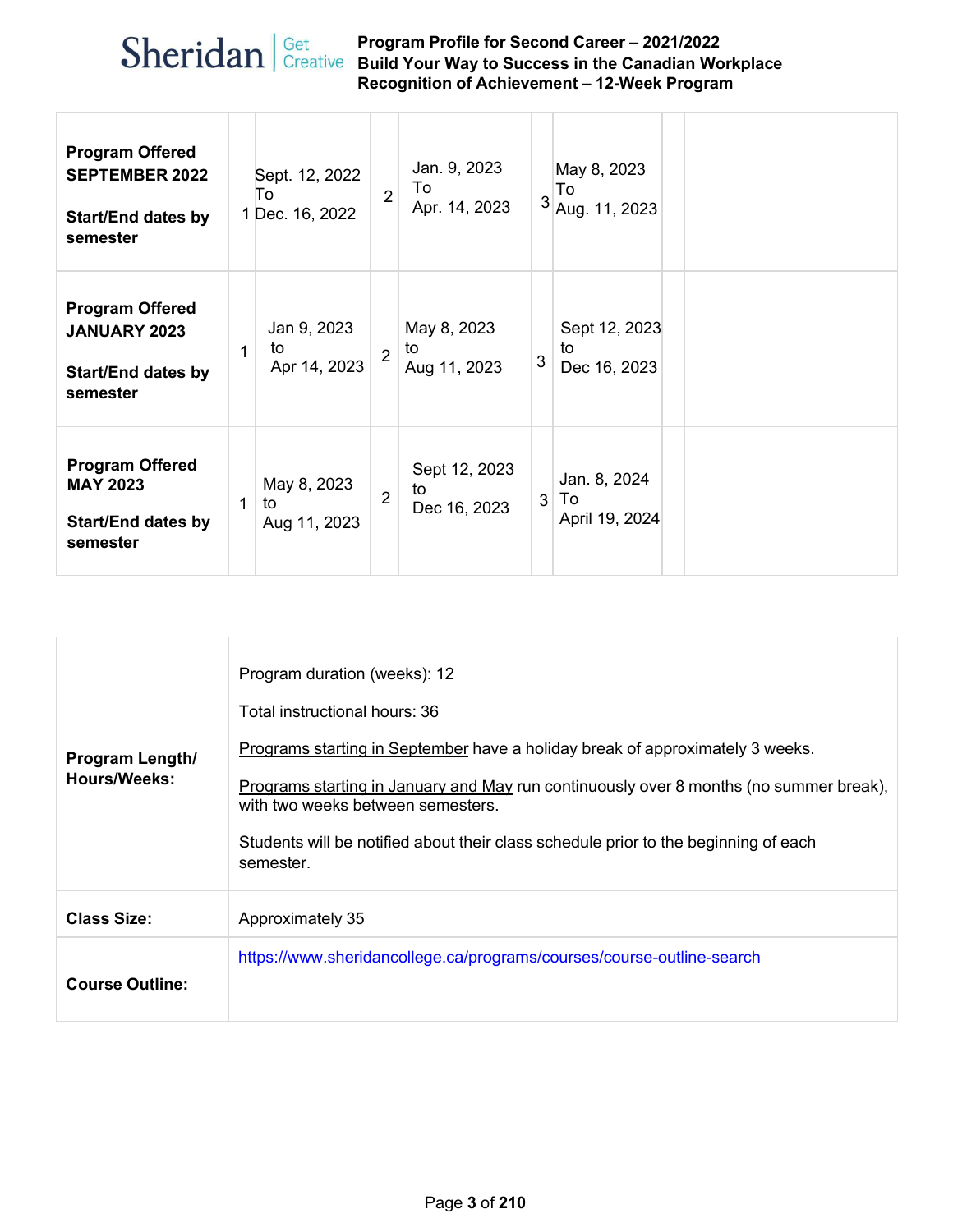| | | | | | | | | |
|---|---|---|---|---|---|---|---|---|
| **Program Offered SEPTEMBER 2022**<br><br>**Start/End dates by semester** | 1 | Sept. 12, 2022 To Dec. 16, 2022 | 2 | Jan. 9, 2023 To Apr. 14, 2023 | 3 | May 8, 2023 To Aug. 11, 2023 | | |
| **Program Offered JANUARY 2023**<br><br>**Start/End dates by semester** | 1 | Jan 9, 2023 to Apr 14, 2023 | 2 | May 8, 2023 to Aug 11, 2023 | 3 | Sept 12, 2023 to Dec 16, 2023 | | |
| **Program Offered MAY 2023**<br><br>**Start/End dates by semester** | 1 | May 8, 2023 to Aug 11, 2023 | 2 | Sept 12, 2023 to Dec 16, 2023 | 3 | Jan. 8, 2024 To April 19, 2024 | | |

| | |
|---|---|
| **Program Length/ Hours/Weeks:** | Program duration (weeks): 12<br><br>Total instructional hours: 36<br><br>Programs starting in September have a holiday break of approximately 3 weeks.<br><br>Programs starting in January and May run continuously over 8 months (no summer break), with two weeks between semesters.<br><br>Students will be notified about their class schedule prior to the beginning of each semester. |
| **Class Size:** | Approximately 35 |
| **Course Outline:** | https://www.sheridancollege.ca/programs/courses/course-outline-search |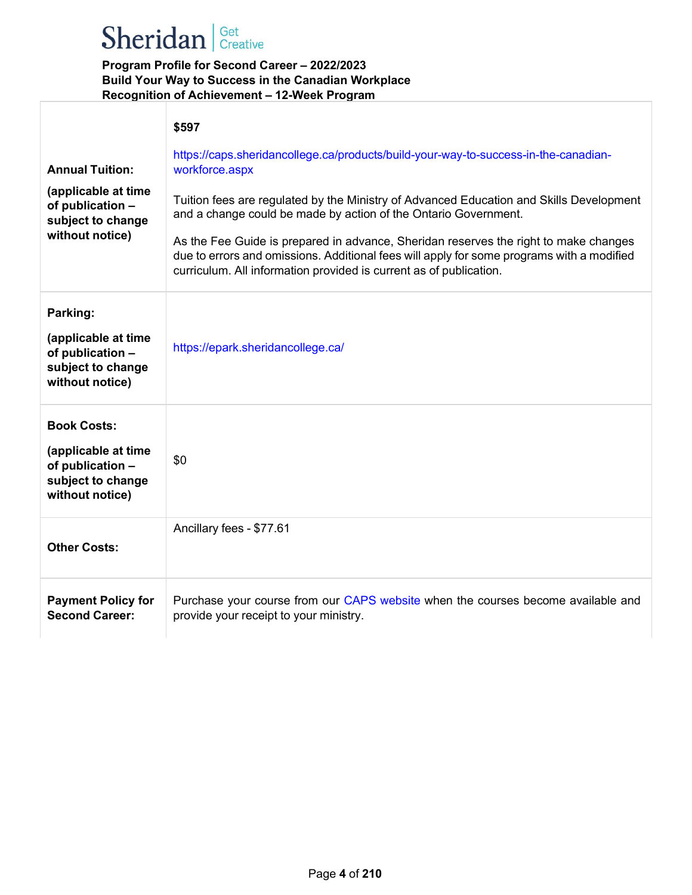**Program Profile for Second Career – 2022/2023**
**Build Your Way to Success in the Canadian Workplace**
**Recognition of Achievement – 12-Week Program**

| | |
|---|---|
| **Annual Tuition:** **(applicable at time of publication – subject to change without notice)** | **$597** https://caps.sheridancollege.ca/products/build-your-way-to-success-in-the-canadian-workforce.aspx Tuition fees are regulated by the Ministry of Advanced Education and Skills Development and a change could be made by action of the Ontario Government. As the Fee Guide is prepared in advance, Sheridan reserves the right to make changes due to errors and omissions. Additional fees will apply for some programs with a modified curriculum. All information provided is current as of publication. |
| **Parking:** **(applicable at time of publication – subject to change without notice)** | https://epark.sheridancollege.ca/ |
| **Book Costs:** **(applicable at time of publication – subject to change without notice)** | $0 |
| **Other Costs:** | Ancillary fees - $77.61 |
| **Payment Policy for Second Career:** | Purchase your course from our CAPS website when the courses become available and provide your receipt to your ministry. |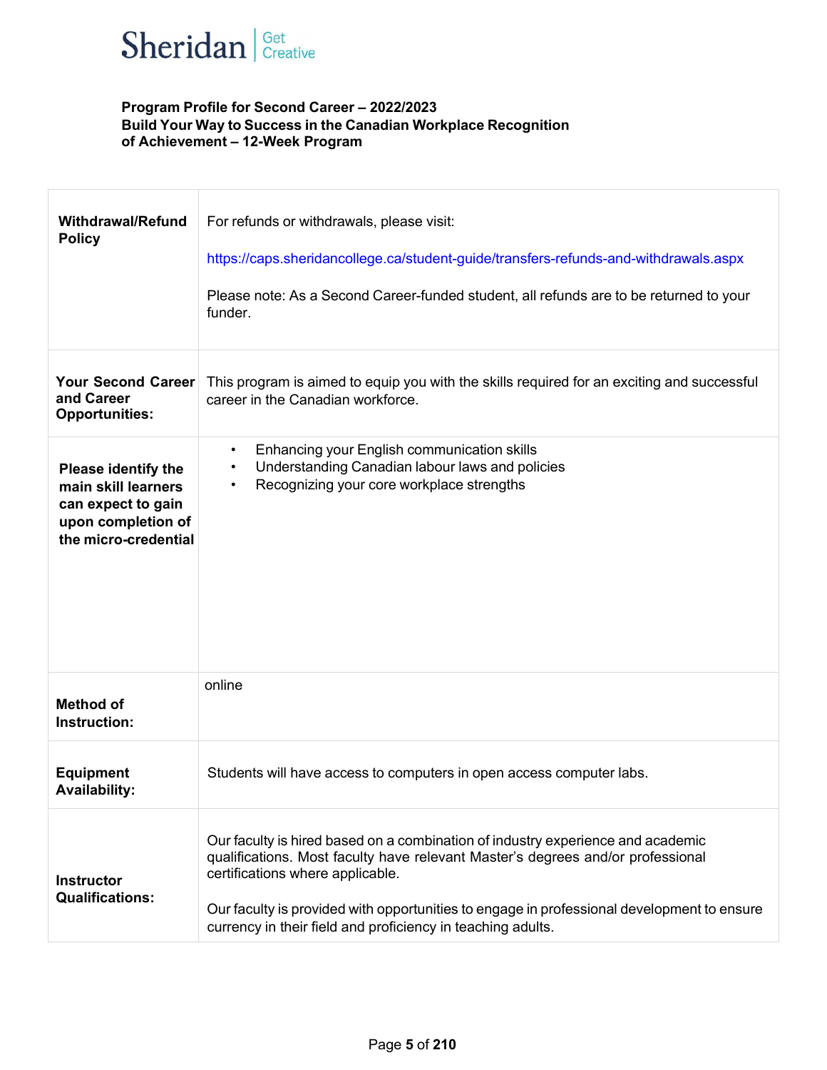**Program Profile for Second Career – 2022/2023**
**Build Your Way to Success in the Canadian Workplace Recognition of Achievement – 12-Week Program**

| | |
|---|---|
| **Withdrawal/Refund Policy** | For refunds or withdrawals, please visit:<br><br>https://caps.sheridancollege.ca/student-guide/transfers-refunds-and-withdrawals.aspx<br><br>Please note: As a Second Career-funded student, all refunds are to be returned to your funder. |
| **Your Second Career and Career Opportunities:** | This program is aimed to equip you with the skills required for an exciting and successful career in the Canadian workforce. |
| **Please identify the main skill learners can expect to gain upon completion of the micro-credential** | • Enhancing your English communication skills<br>• Understanding Canadian labour laws and policies<br>• Recognizing your core workplace strengths |
| **Method of Instruction:** | online |
| **Equipment Availability:** | Students will have access to computers in open access computer labs. |
| **Instructor Qualifications:** | Our faculty is hired based on a combination of industry experience and academic qualifications. Most faculty have relevant Master's degrees and/or professional certifications where applicable.<br><br>Our faculty is provided with opportunities to engage in professional development to ensure currency in their field and proficiency in teaching adults. |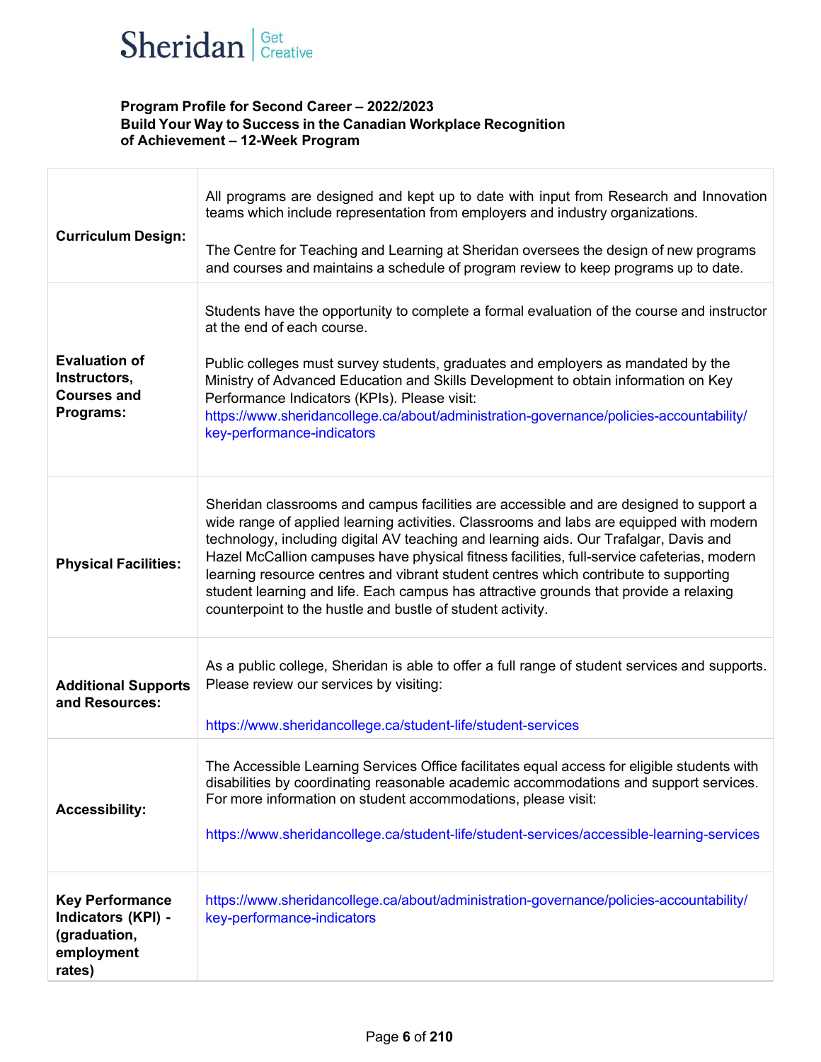**Program Profile for Second Career – 2022/2023**
**Build Your Way to Success in the Canadian Workplace Recognition of Achievement – 12-Week Program**

| | |
|---|---|
| **Curriculum Design:** | All programs are designed and kept up to date with input from Research and Innovation teams which include representation from employers and industry organizations.<br><br>The Centre for Teaching and Learning at Sheridan oversees the design of new programs and courses and maintains a schedule of program review to keep programs up to date. |
| **Evaluation of Instructors, Courses and Programs:** | Students have the opportunity to complete a formal evaluation of the course and instructor at the end of each course.<br><br>Public colleges must survey students, graduates and employers as mandated by the Ministry of Advanced Education and Skills Development to obtain information on Key Performance Indicators (KPIs). Please visit: https://www.sheridancollege.ca/about/administration-governance/policies-accountability/key-performance-indicators |
| **Physical Facilities:** | Sheridan classrooms and campus facilities are accessible and are designed to support a wide range of applied learning activities. Classrooms and labs are equipped with modern technology, including digital AV teaching and learning aids. Our Trafalgar, Davis and Hazel McCallion campuses have physical fitness facilities, full-service cafeterias, modern learning resource centres and vibrant student centres which contribute to supporting student learning and life. Each campus has attractive grounds that provide a relaxing counterpoint to the hustle and bustle of student activity. |
| **Additional Supports and Resources:** | As a public college, Sheridan is able to offer a full range of student services and supports. Please review our services by visiting:<br><br>https://www.sheridancollege.ca/student-life/student-services |
| **Accessibility:** | The Accessible Learning Services Office facilitates equal access for eligible students with disabilities by coordinating reasonable academic accommodations and support services. For more information on student accommodations, please visit:<br><br>https://www.sheridancollege.ca/student-life/student-services/accessible-learning-services |
| **Key Performance Indicators (KPI) - (graduation, employment rates)** | https://www.sheridancollege.ca/about/administration-governance/policies-accountability/key-performance-indicators |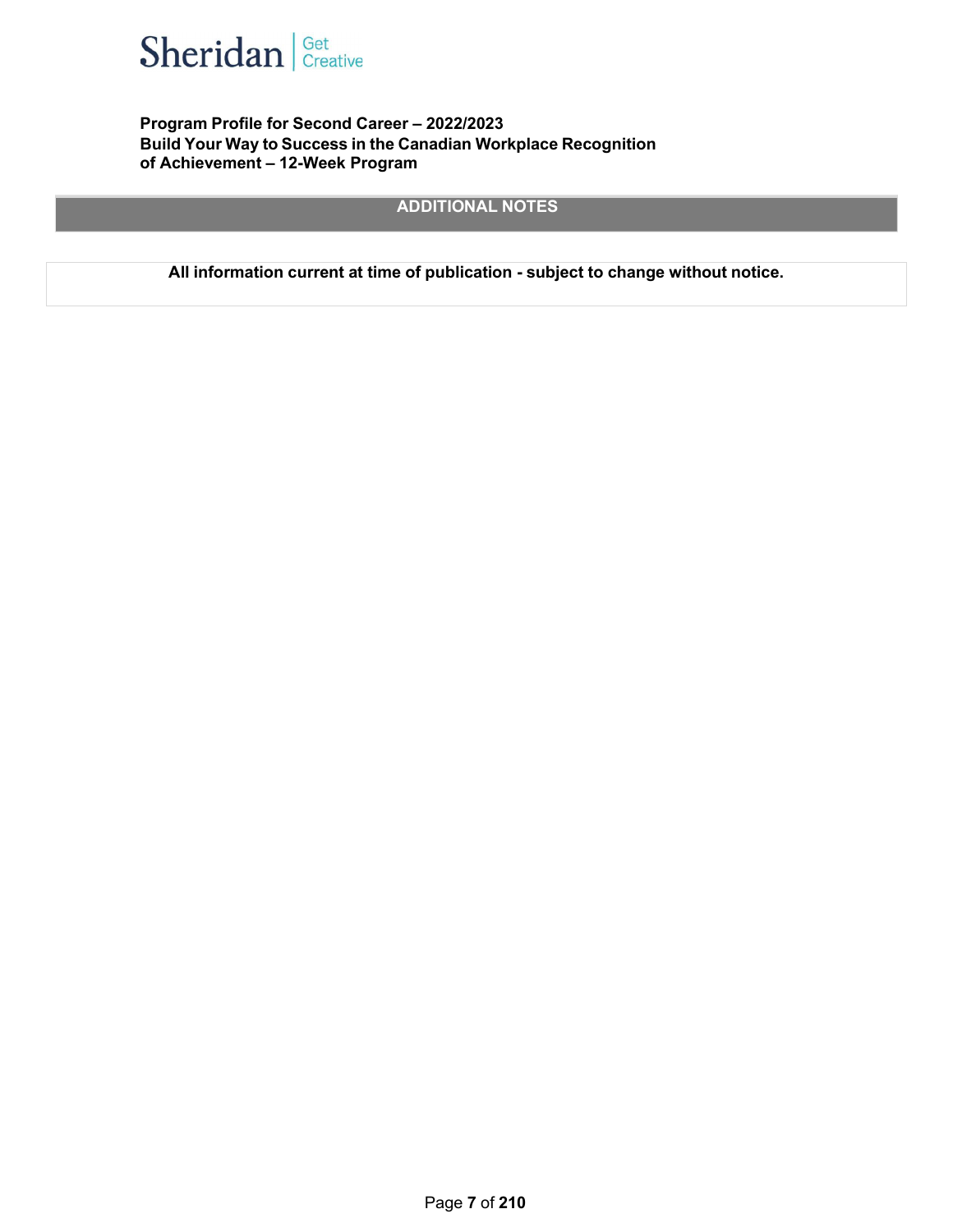**Program Profile for Second Career – 2022/2023**
**Build Your Way to Success in the Canadian Workplace Recognition of Achievement – 12-Week Program**

## ADDITIONAL NOTES

**All information current at time of publication - subject to change without notice.**